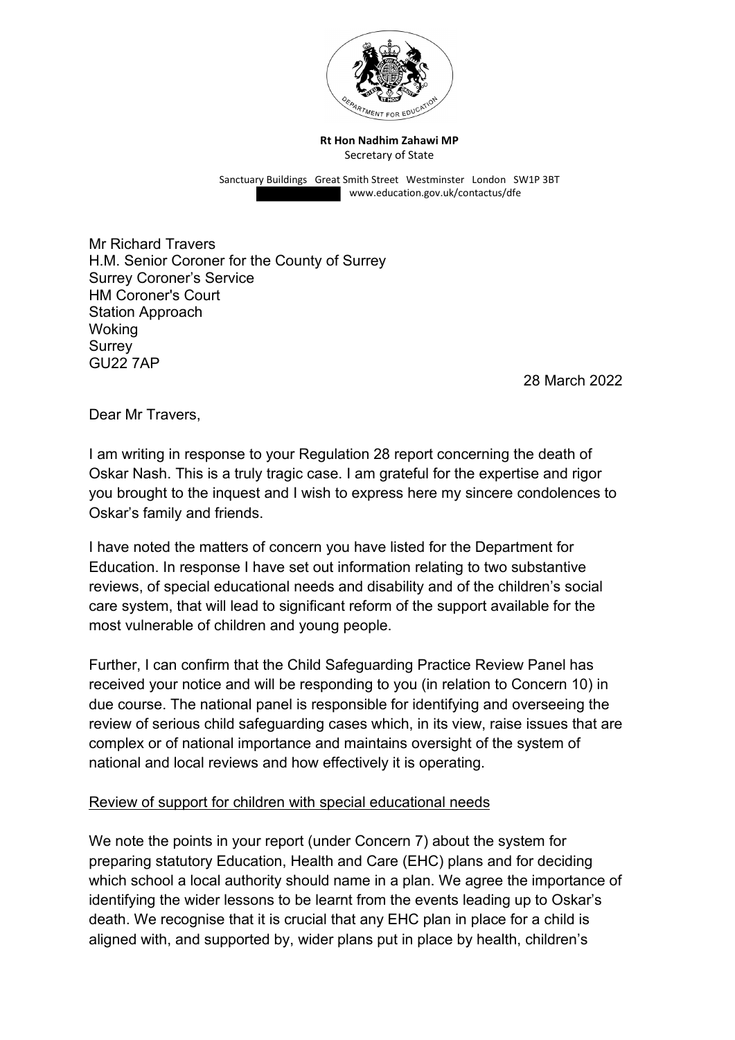**Rt Hon Nadhim Zahawi MP**
Secretary of State

Sanctuary Buildings Great Smith Street Westminster London SW1P 3BT
www.education.gov.uk/contactus/dfe

Mr Richard Travers
H.M. Senior Coroner for the County of Surrey
Surrey Coroner's Service
HM Coroner's Court
Station Approach
Woking
Surrey
GU22 7AP

28 March 2022

Dear Mr Travers,

I am writing in response to your Regulation 28 report concerning the death of Oskar Nash. This is a truly tragic case. I am grateful for the expertise and rigor you brought to the inquest and I wish to express here my sincere condolences to Oskar's family and friends.

I have noted the matters of concern you have listed for the Department for Education. In response I have set out information relating to two substantive reviews, of special educational needs and disability and of the children's social care system, that will lead to significant reform of the support available for the most vulnerable of children and young people.

Further, I can confirm that the Child Safeguarding Practice Review Panel has received your notice and will be responding to you (in relation to Concern 10) in due course. The national panel is responsible for identifying and overseeing the review of serious child safeguarding cases which, in its view, raise issues that are complex or of national importance and maintains oversight of the system of national and local reviews and how effectively it is operating.

Review of support for children with special educational needs

We note the points in your report (under Concern 7) about the system for preparing statutory Education, Health and Care (EHC) plans and for deciding which school a local authority should name in a plan. We agree the importance of identifying the wider lessons to be learnt from the events leading up to Oskar's death. We recognise that it is crucial that any EHC plan in place for a child is aligned with, and supported by, wider plans put in place by health, children's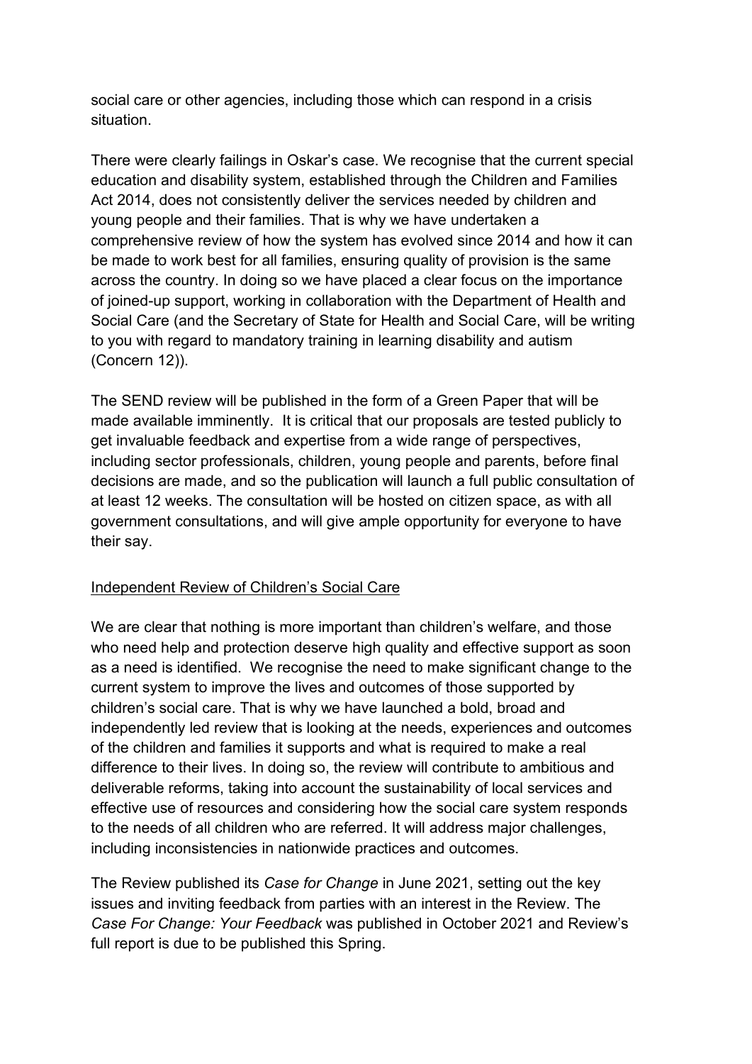social care or other agencies, including those which can respond in a crisis situation.

There were clearly failings in Oskar's case. We recognise that the current special education and disability system, established through the Children and Families Act 2014, does not consistently deliver the services needed by children and young people and their families. That is why we have undertaken a comprehensive review of how the system has evolved since 2014 and how it can be made to work best for all families, ensuring quality of provision is the same across the country. In doing so we have placed a clear focus on the importance of joined-up support, working in collaboration with the Department of Health and Social Care (and the Secretary of State for Health and Social Care, will be writing to you with regard to mandatory training in learning disability and autism (Concern 12)).

The SEND review will be published in the form of a Green Paper that will be made available imminently. It is critical that our proposals are tested publicly to get invaluable feedback and expertise from a wide range of perspectives, including sector professionals, children, young people and parents, before final decisions are made, and so the publication will launch a full public consultation of at least 12 weeks. The consultation will be hosted on citizen space, as with all government consultations, and will give ample opportunity for everyone to have their say.

Independent Review of Children's Social Care

We are clear that nothing is more important than children's welfare, and those who need help and protection deserve high quality and effective support as soon as a need is identified. We recognise the need to make significant change to the current system to improve the lives and outcomes of those supported by children's social care. That is why we have launched a bold, broad and independently led review that is looking at the needs, experiences and outcomes of the children and families it supports and what is required to make a real difference to their lives. In doing so, the review will contribute to ambitious and deliverable reforms, taking into account the sustainability of local services and effective use of resources and considering how the social care system responds to the needs of all children who are referred. It will address major challenges, including inconsistencies in nationwide practices and outcomes.

The Review published its *Case for Change* in June 2021, setting out the key issues and inviting feedback from parties with an interest in the Review. The *Case For Change: Your Feedback* was published in October 2021 and Review's full report is due to be published this Spring.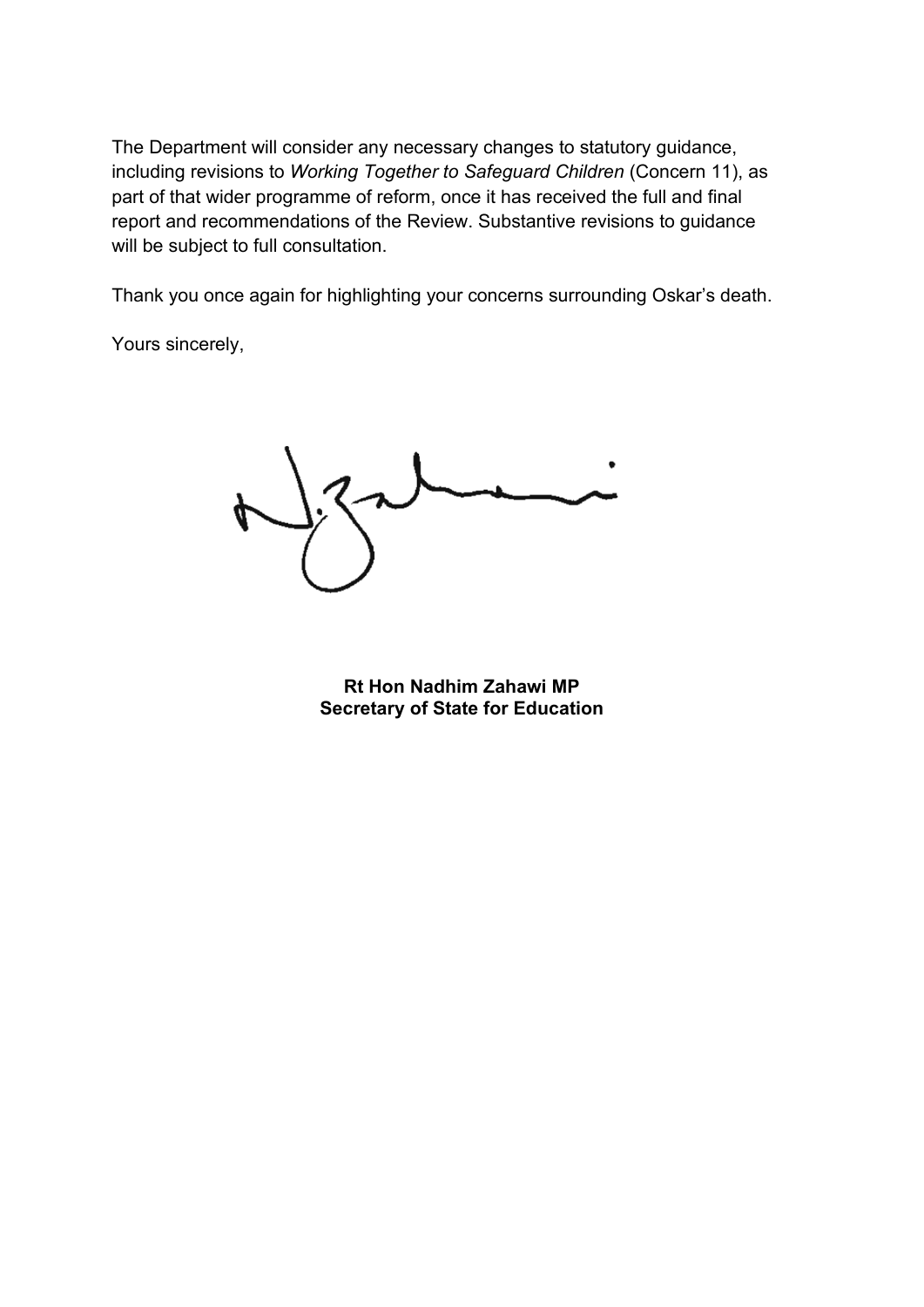The Department will consider any necessary changes to statutory guidance, including revisions to *Working Together to Safeguard Children* (Concern 11), as part of that wider programme of reform, once it has received the full and final report and recommendations of the Review. Substantive revisions to guidance will be subject to full consultation.

Thank you once again for highlighting your concerns surrounding Oskar's death.

Yours sincerely,

**Rt Hon Nadhim Zahawi MP**
**Secretary of State for Education**